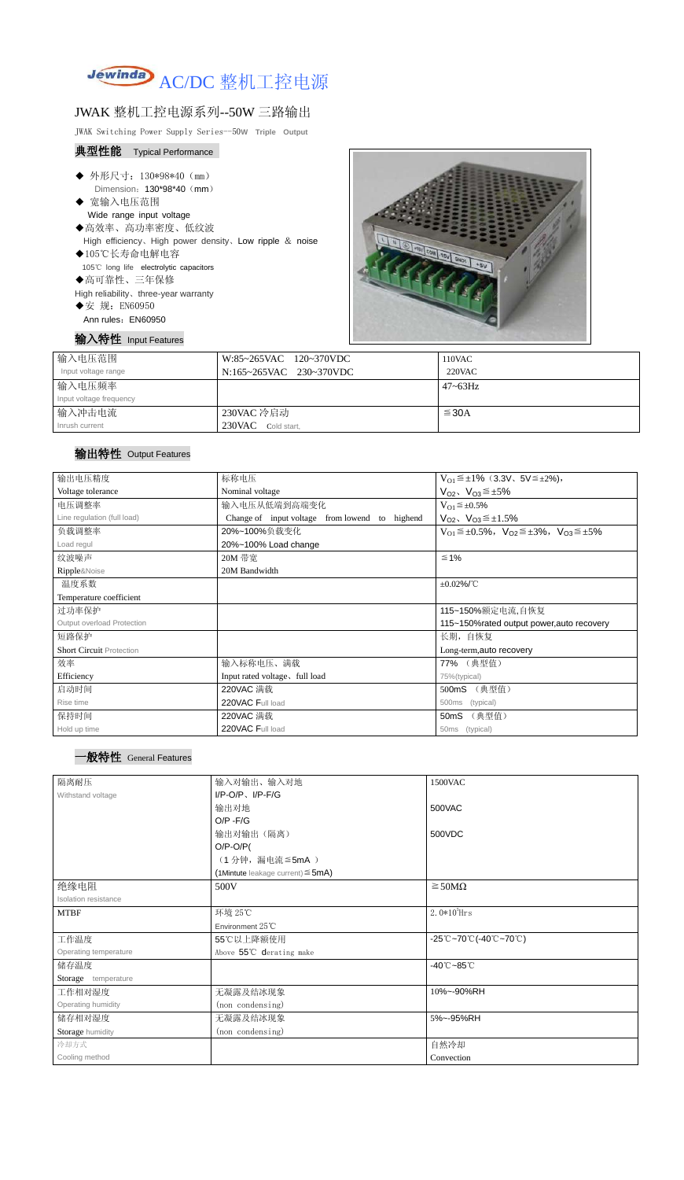# Jewinda AC/DC 整机工控电源

## JWAK 整机工控电源系列--50W 三路输出

JWAK Switching Power Supply Series--50W Triple Output

### 典型性能 Typical Performance

- ◆ 外形尺寸：130\*98\*40（mm）
  Dimension：130\*98\*40（mm）
- ◆ 宽输入电压范围
  Wide range input voltage
- ◆高效率、高功率密度、低纹波
  High efficiency、High power density、Low ripple ＆ noise
- ◆105℃长寿命电解电容
  105℃ long life electrolytic capacitors
- ◆高可靠性、三年保修
  High reliability、three-year warranty
- ◆安 规：EN60950
  Ann rules：EN60950

### 输入特性 Input Features

| 输入电压范围 Input voltage range | W:85~265VAC 120~370VDC<br>N:165~265VAC 230~370VDC | 110VAC<br>220VAC |
|---|---|---|
| 输入电压频率 Input voltage frequency | | 47~63Hz |
| 输入冲击电流 Inrush current | 230VAC 冷启动<br>230VAC Cold start, | ≦30A |

### 输出特性 Output Features

| 输出电压精度 Voltage tolerance | 标称电压 Nominal voltage | $V_{O1}$≦±1%（3.3V、5V≦±2%），$V_{O2}$、$V_{O3}$≦±5% |
|---|---|---|
| 电压调整率 Line regulation (full load) | 输入电压从低端到高端变化 Change of input voltage from lowend to highend | $V_{O1}$≦±0.5%<br>$V_{O2}$、$V_{O3}$≦±1.5% |
| 负载调整率 Load regul | 20%~100%负载变化 20%~100% Load change | $V_{O1}$≦±0.5%，$V_{O2}$≦±3%，$V_{O3}$≦±5% |
| 纹波噪声 Ripple&Noise | 20M 带宽 20M Bandwidth | ≦1% |
| 温度系数 Temperature coefficient | | ±0.02%/℃ |
| 过功率保护 Output overload Protection | | 115~150%额定电流,自恢复<br>115~150%rated output power,auto recovery |
| 短路保护 Short Circuit Protection | | 长期，自恢复<br>Long-term,auto recovery |
| 效率 Efficiency | 输入标称电压、满载 Input rated voltage、full load | 77% （典型值）<br>75%(typical) |
| 启动时间 Rise time | 220VAC 满载 220VAC Full load | 500mS （典型值）<br>500ms (typical) |
| 保持时间 Hold up time | 220VAC 满载 220VAC Full load | 50mS （典型值）<br>50ms (typical) |

### 一般特性 General Features

| 隔离耐压 Withstand voltage | 输入对输出、输入对地 I/P-O/P、I/P-F/G | 1500VAC |
|---|---|---|
| | 输出对地 O/P -F/G | 500VAC |
| | 输出对输出（隔离）O/P-O/P(<br>（1 分钟，漏电流≦5mA ）<br>(1Mintute leakage current)≦5mA) | 500VDC |
| 绝缘电阻 Isolation resistance | 500V | ≧50MΩ |
| MTBF | 环境 25℃ Environment 25℃ | $2.0*10^5$Hrs |
| 工作温度 Operating temperature | 55℃以上降额使用 Above 55℃ derating make | -25℃~70℃(-40℃~70℃) |
| 储存温度 Storage temperature | | -40℃~85℃ |
| 工作相对湿度 Operating humidity | 无凝露及结冰现象 (non condensing) | 10%~-90%RH |
| 储存相对湿度 Storage humidity | 无凝露及结冰现象 (non condensing) | 5%~-95%RH |
| 冷却方式 Cooling method | | 自然冷却<br>Convection |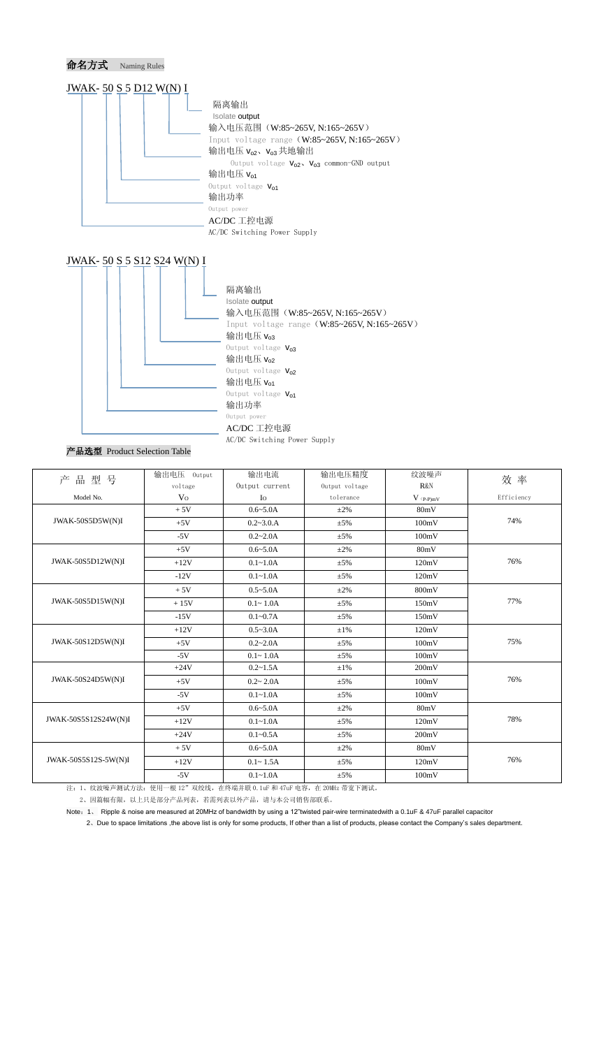## 命名方式 Naming Rules

JWAK- 50 S 5 D12 W(N) I

- 隔离输出 Isolate output
- 输入电压范围（W:85~265V, N:165~265V）Input voltage range（W:85~265V, N:165~265V）
- 输出电压 $V_{o2}$、$V_{o3}$ 共地输出 Output voltage $V_{o2}$、$V_{o3}$ common-GND output
- 输出电压 $V_{o1}$ Output voltage $V_{o1}$
- 输出功率 Output power
- AC/DC 工控电源 AC/DC Switching Power Supply

JWAK- 50 S 5 S12 S24 W(N) I

- 隔离输出 Isolate output
- 输入电压范围（W:85~265V, N:165~265V）Input voltage range（W:85~265V, N:165~265V）
- 输出电压 $V_{o3}$ Output voltage $V_{o3}$
- 输出电压 $V_{o2}$ Output voltage $V_{o2}$
- 输出电压 $V_{o1}$ Output voltage $V_{o1}$
- 输出功率 Output power
- AC/DC 工控电源 AC/DC Switching Power Supply

## 产品选型 Product Selection Table

| 产品型号 Model No. | 输出电压 Output voltage $V_O$ | 输出电流 Output current $I_O$ | 输出电压精度 Output voltage tolerance | 纹波噪声 R&N $V_{(P-P)mV}$ | 效率 Efficiency |
|---|---|---|---|---|---|
| JWAK-50S5D5W(N)I | + 5V | 0.6~5.0A | ±2% | 80mV | 74% |
| | +5V | 0.2~3.0.A | ±5% | 100mV | |
| | -5V | 0.2~2.0A | ±5% | 100mV | |
| JWAK-50S5D12W(N)I | +5V | 0.6~5.0A | ±2% | 80mV | 76% |
| | +12V | 0.1~1.0A | ±5% | 120mV | |
| | -12V | 0.1~1.0A | ±5% | 120mV | |
| JWAK-50S5D15W(N)I | + 5V | 0.5~5.0A | ±2% | 800mV | 77% |
| | + 15V | 0.1~ 1.0A | ±5% | 150mV | |
| | -15V | 0.1~0.7A | ±5% | 150mV | |
| JWAK-50S12D5W(N)I | +12V | 0.5~3.0A | ±1% | 120mV | 75% |
| | +5V | 0.2~2.0A | ±5% | 100mV | |
| | -5V | 0.1~ 1.0A | ±5% | 100mV | |
| JWAK-50S24D5W(N)I | +24V | 0.2~1.5A | ±1% | 200mV | 76% |
| | +5V | 0.2~ 2.0A | ±5% | 100mV | |
| | -5V | 0.1~1.0A | ±5% | 100mV | |
| JWAK-50S5S12S24W(N)I | +5V | 0.6~5.0A | ±2% | 80mV | 78% |
| | +12V | 0.1~1.0A | ±5% | 120mV | |
| | +24V | 0.1~0.5A | ±5% | 200mV | |
| JWAK-50S5S12S-5W(N)I | + 5V | 0.6~5.0A | ±2% | 80mV | 76% |
| | +12V | 0.1~ 1.5A | ±5% | 120mV | |
| | -5V | 0.1~1.0A | ±5% | 100mV | |

注：1、纹波噪声测试方法：使用一根 12" 双绞线，在终端并联 0.1uF 和 47uF 电容，在 20MHz 带宽下测试。

2、因篇幅有限，以上只是部分产品列表，若需列表以外产品，请与本公司销售部联系。

Note：1、 Ripple & noise are measured at 20MHz of bandwidth by using a 12"twisted pair-wire terminatedwith a 0.1uF & 47uF parallel capacitor

2、Due to space limitations ,the above list is only for some products, If other than a list of products, please contact the Company's sales department.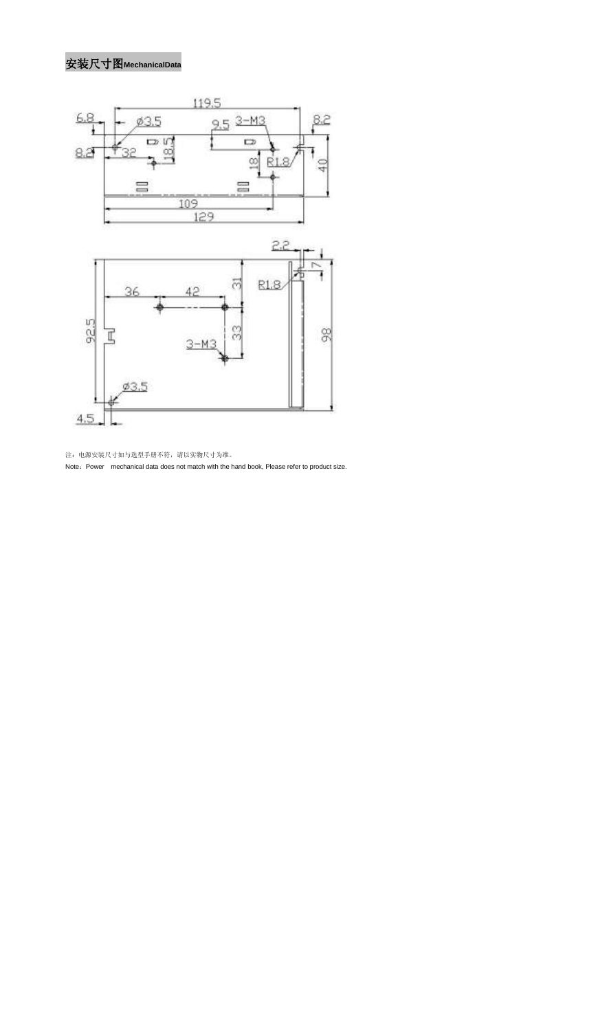## 安装尺寸图MechanicalData

119.5
6.8
ø3.5
9.5
3-M3
8.2
8.2
32
18.5
18
R1.8
40
109
129

2.2
7
31
R1.8
36
42
92.5
33
98
3-M3
ø3.5
4.5

注：电源安装尺寸如与选型手册不符，请以实物尺寸为准。

Note：Power mechanical data does not match with the hand book, Please refer to product size.